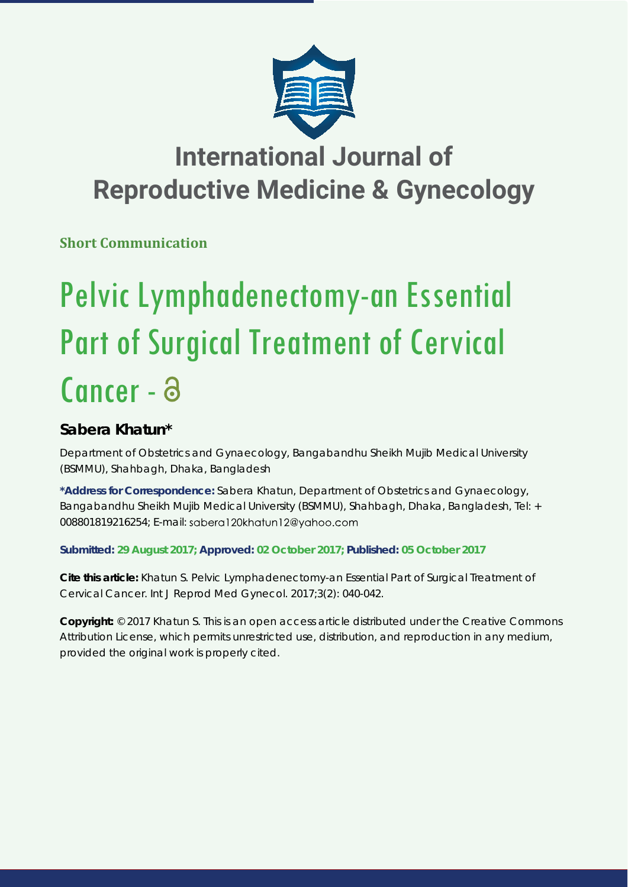# International Journal of Reproductive Medicine & Gynecology

**Short Communication**

# Pelvic Lymphadenectomy-an Essential Part of Surgical Treatment of Cervical Cancer

**Sabera Khatun***

Department of Obstetrics and Gynaecology, Bangabandhu Sheikh Mujib Medical University (BSMMU), Shahbagh, Dhaka, Bangladesh

**\*Address for Correspondence:** Sabera Khatun, Department of Obstetrics and Gynaecology, Bangabandhu Sheikh Mujib Medical University (BSMMU), Shahbagh, Dhaka, Bangladesh, Tel: + 008801819216254; E-mail: sabera120khatun12@yahoo.com

**Submitted: 29 August 2017; Approved: 02 October 2017; Published: 05 October 2017**

**Cite this article:** Khatun S. Pelvic Lymphadenectomy-an Essential Part of Surgical Treatment of Cervical Cancer. Int J Reprod Med Gynecol. 2017;3(2): 040-042.

**Copyright:** © 2017 Khatun S. This is an open access article distributed under the Creative Commons Attribution License, which permits unrestricted use, distribution, and reproduction in any medium, provided the original work is properly cited.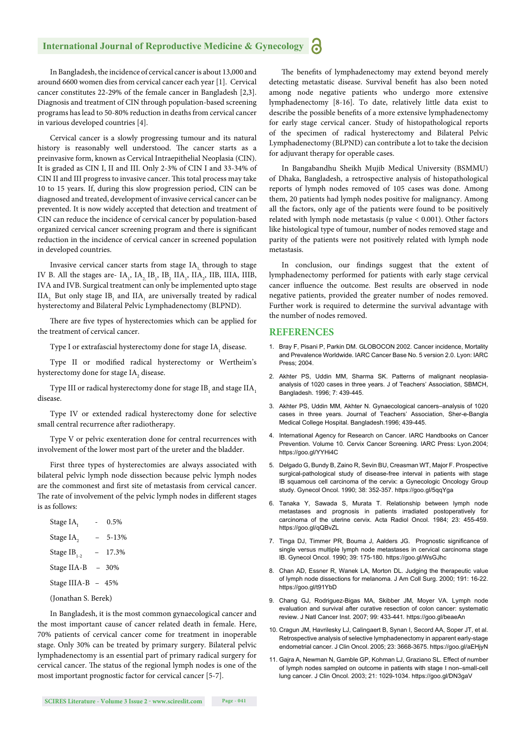In Bangladesh, the incidence of cervical cancer is about 13,000 and around 6600 women dies from cervical cancer each year [1]. Cervical cancer constitutes 22-29% of the female cancer in Bangladesh [2,3]. Diagnosis and treatment of CIN through population-based screening programs has lead to 50-80% reduction in deaths from cervical cancer in various developed countries [4].

Cervical cancer is a slowly progressing tumour and its natural history is reasonably well understood. The cancer starts as a preinvasive form, known as Cervical Intraepithelial Neoplasia (CIN). It is graded as CIN I, II and III. Only 2-3% of CIN I and 33-34% of CIN II and III progress to invasive cancer. This total process may take 10 to 15 years. If, during this slow progression period, CIN can be diagnosed and treated, development of invasive cervical cancer can be prevented. It is now widely accepted that detection and treatment of CIN can reduce the incidence of cervical cancer by population-based organized cervical cancer screening program and there is significant reduction in the incidence of cervical cancer in screened population in developed countries.

Invasive cervical cancer starts from stage $IA_1$ through to stage IV B. All the stages are- $IA_1$, $IA_2$, $IB_1$, $IB_2$, $IIA_1$, $IIA_2$, IIB, IIIA, IIIB, IVA and IVB. Surgical treatment can only be implemented upto stage $IIA_2$. But only stage $IB_1$ and $IIA_1$ are universally treated by radical hysterectomy and Bilateral Pelvic Lymphadenectomy (BLPND).

There are five types of hysterectomies which can be applied for the treatment of cervical cancer.

Type I or extrafascial hysterectomy done for stage $IA_1$ disease.

Type II or modified radical hysterectomy or Wertheim's hysterectomy done for stage $IA_2$ disease.

Type III or radical hysterectomy done for stage $IB_1$ and stage $IIA_1$ disease.

Type IV or extended radical hysterectomy done for selective small central recurrence after radiotherapy.

Type V or pelvic exenteration done for central recurrences with involvement of the lower most part of the ureter and the bladder.

First three types of hysterectomies are always associated with bilateral pelvic lymph node dissection because pelvic lymph nodes are the commonest and first site of metastasis from cervical cancer. The rate of involvement of the pelvic lymph nodes in different stages is as follows:

Stage $IA_1$ - 0.5%

Stage $IA_2$ – 5-13%

Stage $IB_{1-2}$ – 17.3%

Stage IIA-B – 30%

Stage IIIA-B – 45%

(Jonathan S. Berek)

In Bangladesh, it is the most common gynaecological cancer and the most important cause of cancer related death in female. Here, 70% patients of cervical cancer come for treatment in inoperable stage. Only 30% can be treated by primary surgery. Bilateral pelvic lymphadenectomy is an essential part of primary radical surgery for cervical cancer. The status of the regional lymph nodes is one of the most important prognostic factor for cervical cancer [5-7].

The benefits of lymphadenectomy may extend beyond merely detecting metastatic disease. Survival benefit has also been noted among node negative patients who undergo more extensive lymphadenectomy [8-16]. To date, relatively little data exist to describe the possible benefits of a more extensive lymphadenectomy for early stage cervical cancer. Study of histopathological reports of the specimen of radical hysterectomy and Bilateral Pelvic Lymphadenectomy (BLPND) can contribute a lot to take the decision for adjuvant therapy for operable cases.

In Bangabandhu Sheikh Mujib Medical University (BSMMU) of Dhaka, Bangladesh, a retrospective analysis of histopathological reports of lymph nodes removed of 105 cases was done. Among them, 20 patients had lymph nodes positive for malignancy. Among all the factors, only age of the patients were found to be positively related with lymph node metastasis (p value $< 0.001$). Other factors like histological type of tumour, number of nodes removed stage and parity of the patients were not positively related with lymph node metastasis.

In conclusion, our findings suggest that the extent of lymphadenectomy performed for patients with early stage cervical cancer influence the outcome. Best results are observed in node negative patients, provided the greater number of nodes removed. Further work is required to determine the survival advantage with the number of nodes removed.

## REFERENCES

1. Bray F, Pisani P, Parkin DM. GLOBOCAN 2002. Cancer incidence, Mortality and Prevalence Worldwide. IARC Cancer Base No. 5 version 2.0. Lyon: IARC Press; 2004.
2. Akhter PS, Uddin MM, Sharma SK. Patterns of malignant neoplasia-analysis of 1020 cases in three years. J of Teachers' Association, SBMCH, Bangladesh. 1996; 7: 439-445.
3. Akhter PS, Uddin MM, Akhter N. Gynaecological cancers–analysis of 1020 cases in three years. Journal of Teachers' Association, Sher-e-Bangla Medical College Hospital. Bangladesh.1996; 439-445.
4. International Agency for Research on Cancer. IARC Handbooks on Cancer Prevention. Volume 10. Cervix Cancer Screening. IARC Press: Lyon.2004; https://goo.gl/YYHi4C
5. Delgado G, Bundy B, Zaino R, Sevin BU, Creasman WT, Major F. Prospective surgical-pathological study of disease-free interval in patients with stage IB squamous cell carcinoma of the cervix: a Gynecologic Oncology Group study. Gynecol Oncol. 1990; 38: 352-357. https://goo.gl/5qqYga
6. Tanaka Y, Sawada S, Murata T. Relationship between lymph node metastases and prognosis in patients irradiated postoperatively for carcinoma of the uterine cervix. Acta Radiol Oncol. 1984; 23: 455-459. https://goo.gl/qQBvZL
7. Tinga DJ, Timmer PR, Bouma J, Aalders JG. Prognostic significance of single versus multiple lymph node metastases in cervical carcinoma stage IB. Gynecol Oncol. 1990; 39: 175-180. https://goo.gl/WsGJhc
8. Chan AD, Essner R, Wanek LA, Morton DL. Judging the therapeutic value of lymph node dissections for melanoma. J Am Coll Surg. 2000; 191: 16-22. https://goo.gl/t91YbD
9. Chang GJ, Rodriguez-Bigas MA, Skibber JM, Moyer VA. Lymph node evaluation and survival after curative resection of colon cancer: systematic review. J Natl Cancer Inst. 2007; 99: 433-441. https://goo.gl/beaeAn
10. Cragun JM, Havrilesky LJ, Calingaert B, Synan I, Secord AA, Soper JT, et al. Retrospective analysis of selective lymphadenectomy in apparent early-stage endometrial cancer. J Clin Oncol. 2005; 23: 3668-3675. https://goo.gl/aEHjyN
11. Gajra A, Newman N, Gamble GP, Kohman LJ, Graziano SL. Effect of number of lymph nodes sampled on outcome in patients with stage I non–small-cell lung cancer. J Clin Oncol. 2003; 21: 1029-1034. https://goo.gl/DN3gaV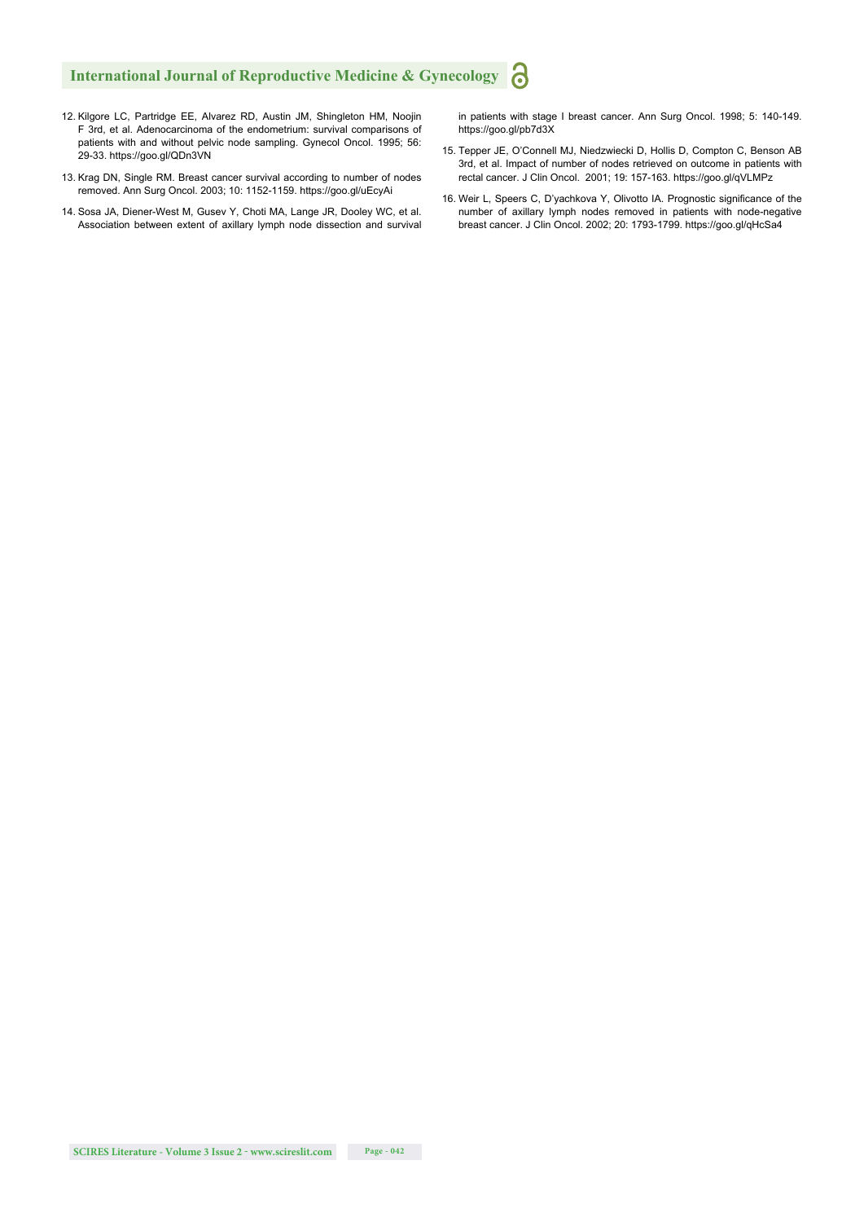12. Kilgore LC, Partridge EE, Alvarez RD, Austin JM, Shingleton HM, Noojin F 3rd, et al. Adenocarcinoma of the endometrium: survival comparisons of patients with and without pelvic node sampling. Gynecol Oncol. 1995; 56: 29-33. https://goo.gl/QDn3VN

13. Krag DN, Single RM. Breast cancer survival according to number of nodes removed. Ann Surg Oncol. 2003; 10: 1152-1159. https://goo.gl/uEcyAi

14. Sosa JA, Diener-West M, Gusev Y, Choti MA, Lange JR, Dooley WC, et al. Association between extent of axillary lymph node dissection and survival in patients with stage I breast cancer. Ann Surg Oncol. 1998; 5: 140-149. https://goo.gl/pb7d3X

15. Tepper JE, O'Connell MJ, Niedzwiecki D, Hollis D, Compton C, Benson AB 3rd, et al. Impact of number of nodes retrieved on outcome in patients with rectal cancer. J Clin Oncol. 2001; 19: 157-163. https://goo.gl/qVLMPz

16. Weir L, Speers C, D'yachkova Y, Olivotto IA. Prognostic significance of the number of axillary lymph nodes removed in patients with node-negative breast cancer. J Clin Oncol. 2002; 20: 1793-1799. https://goo.gl/qHcSa4